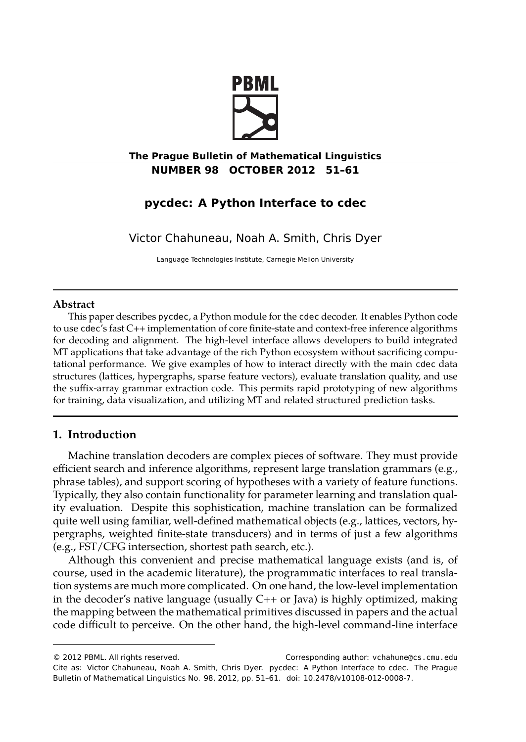**The Prague Bulletin of Mathematical Linguistics**

**NUMBER 98 OCTOBER 2012 51–61**

# pycdec: A Python Interface to cdec

Victor Chahuneau, Noah A. Smith, Chris Dyer

Language Technologies Institute, Carnegie Mellon University

### Abstract

This paper describes pycdec, a Python module for the cdec decoder. It enables Python code to use cdec's fast C++ implementation of core finite-state and context-free inference algorithms for decoding and alignment. The high-level interface allows developers to build integrated MT applications that take advantage of the rich Python ecosystem without sacrificing computational performance. We give examples of how to interact directly with the main cdec data structures (lattices, hypergraphs, sparse feature vectors), evaluate translation quality, and use the suffix-array grammar extraction code. This permits rapid prototyping of new algorithms for training, data visualization, and utilizing MT and related structured prediction tasks.

## 1. Introduction

Machine translation decoders are complex pieces of software. They must provide efficient search and inference algorithms, represent large translation grammars (e.g., phrase tables), and support scoring of hypotheses with a variety of feature functions. Typically, they also contain functionality for parameter learning and translation quality evaluation. Despite this sophistication, machine translation can be formalized quite well using familiar, well-defined mathematical objects (e.g., lattices, vectors, hypergraphs, weighted finite-state transducers) and in terms of just a few algorithms (e.g., FST/CFG intersection, shortest path search, etc.).

Although this convenient and precise mathematical language exists (and is, of course, used in the academic literature), the programmatic interfaces to real translation systems are much more complicated. On one hand, the low-level implementation in the decoder's native language (usually C++ or Java) is highly optimized, making the mapping between the mathematical primitives discussed in papers and the actual code difficult to perceive. On the other hand, the high-level command-line interface

---

© 2012 PBML. All rights reserved. Corresponding author: vchahune@cs.cmu.edu
Cite as: Victor Chahuneau, Noah A. Smith, Chris Dyer. pycdec: A Python Interface to cdec. The Prague Bulletin of Mathematical Linguistics No. 98, 2012, pp. 51–61. doi: 10.2478/v10108-012-0008-7.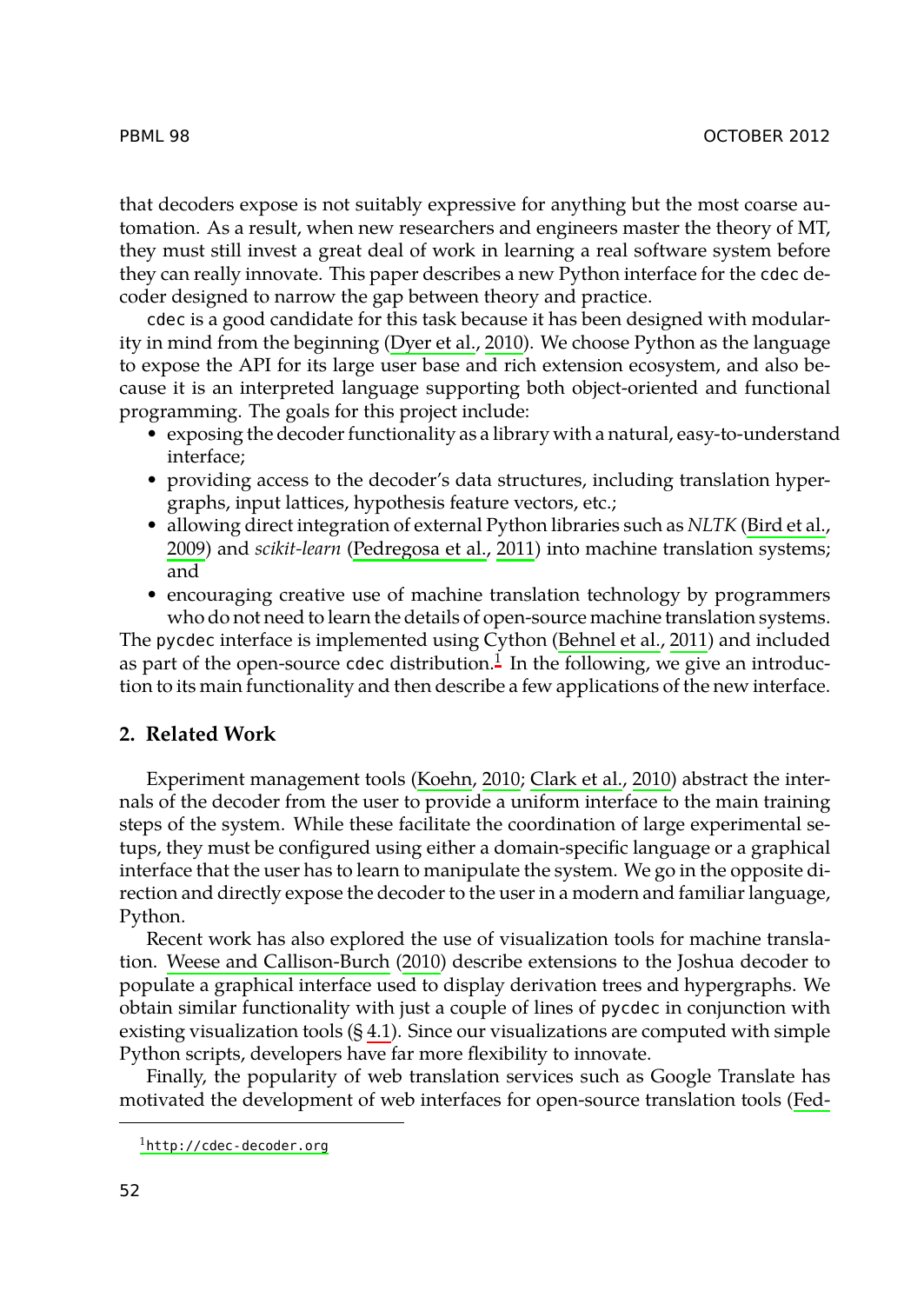that decoders expose is not suitably expressive for anything but the most coarse automation. As a result, when new researchers and engineers master the theory of MT, they must still invest a great deal of work in learning a real software system before they can really innovate. This paper describes a new Python interface for the `cdec` decoder designed to narrow the gap between theory and practice.

`cdec` is a good candidate for this task because it has been designed with modularity in mind from the beginning (Dyer et al., 2010). We choose Python as the language to expose the API for its large user base and rich extension ecosystem, and also because it is an interpreted language supporting both object-oriented and functional programming. The goals for this project include:

- exposing the decoder functionality as a library with a natural, easy-to-understand interface;
- providing access to the decoder's data structures, including translation hypergraphs, input lattices, hypothesis feature vectors, etc.;
- allowing direct integration of external Python libraries such as *NLTK* (Bird et al., 2009) and *scikit-learn* (Pedregosa et al., 2011) into machine translation systems; and
- encouraging creative use of machine translation technology by programmers who do not need to learn the details of open-source machine translation systems.

The `pycdec` interface is implemented using Cython (Behnel et al., 2011) and included as part of the open-source `cdec` distribution.[1] In the following, we give an introduction to its main functionality and then describe a few applications of the new interface.

## 2. Related Work

Experiment management tools (Koehn, 2010; Clark et al., 2010) abstract the internals of the decoder from the user to provide a uniform interface to the main training steps of the system. While these facilitate the coordination of large experimental setups, they must be configured using either a domain-specific language or a graphical interface that the user has to learn to manipulate the system. We go in the opposite direction and directly expose the decoder to the user in a modern and familiar language, Python.

Recent work has also explored the use of visualization tools for machine translation. Weese and Callison-Burch (2010) describe extensions to the Joshua decoder to populate a graphical interface used to display derivation trees and hypergraphs. We obtain similar functionality with just a couple of lines of `pycdec` in conjunction with existing visualization tools (§ 4.1). Since our visualizations are computed with simple Python scripts, developers have far more flexibility to innovate.

Finally, the popularity of web translation services such as Google Translate has motivated the development of web interfaces for open-source translation tools (Fed-

[1] `http://cdec-decoder.org`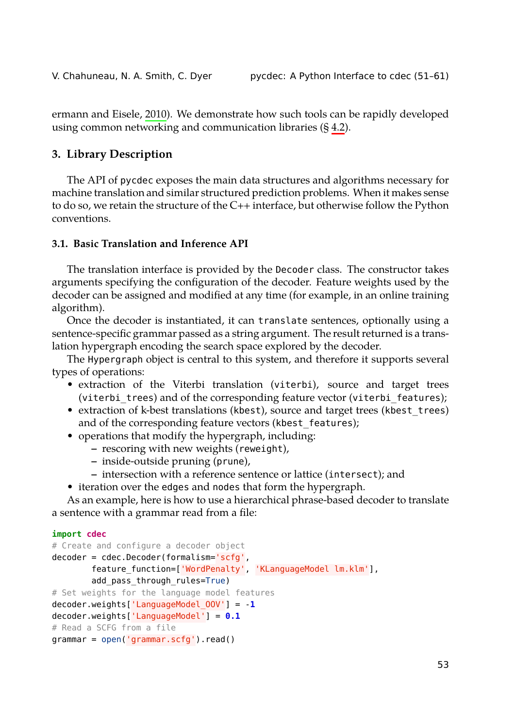ermann and Eisele, 2010). We demonstrate how such tools can be rapidly developed using common networking and communication libraries (§ 4.2).

## 3. Library Description

The API of `pycdec` exposes the main data structures and algorithms necessary for machine translation and similar structured prediction problems. When it makes sense to do so, we retain the structure of the C++ interface, but otherwise follow the Python conventions.

### 3.1. Basic Translation and Inference API

The translation interface is provided by the `Decoder` class. The constructor takes arguments specifying the configuration of the decoder. Feature weights used by the decoder can be assigned and modified at any time (for example, in an online training algorithm).

Once the decoder is instantiated, it can `translate` sentences, optionally using a sentence-specific grammar passed as a string argument. The result returned is a translation hypergraph encoding the search space explored by the decoder.

The `Hypergraph` object is central to this system, and therefore it supports several types of operations:

- extraction of the Viterbi translation (`viterbi`), source and target trees (`viterbi_trees`) and of the corresponding feature vector (`viterbi_features`);
- extraction of k-best translations (`kbest`), source and target trees (`kbest_trees`) and of the corresponding feature vectors (`kbest_features`);
- operations that modify the hypergraph, including:
  - rescoring with new weights (`reweight`),
  - inside-outside pruning (`prune`),
  - intersection with a reference sentence or lattice (`intersect`); and
- iteration over the `edges` and `nodes` that form the hypergraph.

As an example, here is how to use a hierarchical phrase-based decoder to translate a sentence with a grammar read from a file:

```
import cdec
# Create and configure a decoder object
decoder = cdec.Decoder(formalism='scfg',
          feature_function=['WordPenalty', 'KLanguageModel lm.klm'],
          add_pass_through_rules=True)
# Set weights for the language model features
decoder.weights['LanguageModel_OOV'] = -1
decoder.weights['LanguageModel'] = 0.1
# Read a SCFG from a file
grammar = open('grammar.scfg').read()
```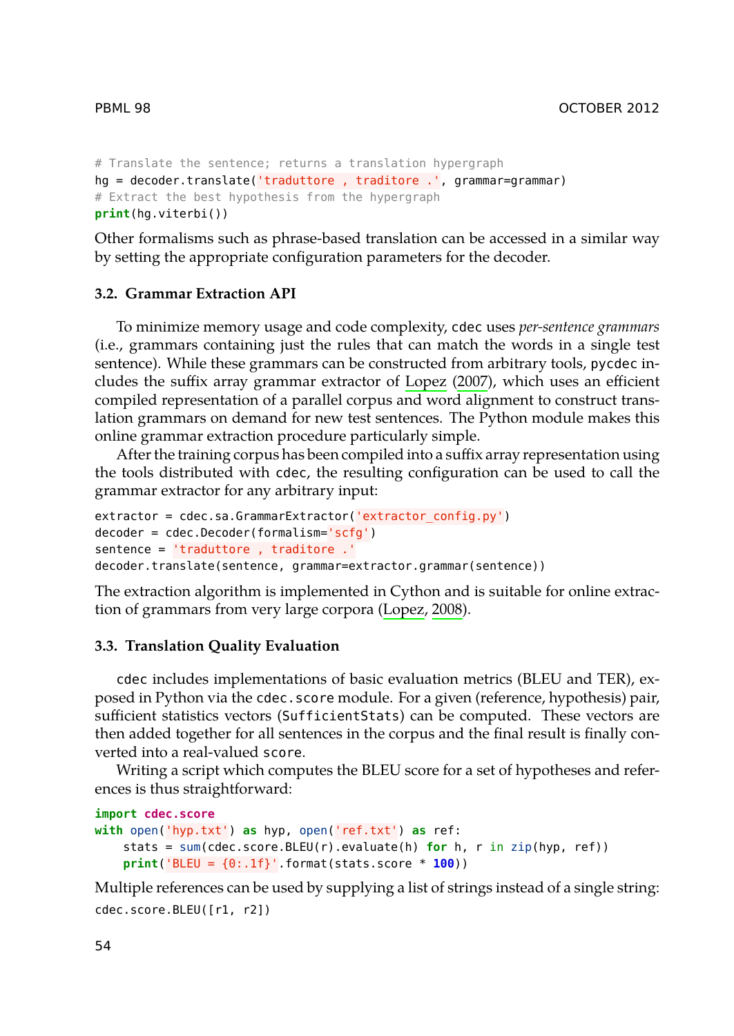```python
# Translate the sentence; returns a translation hypergraph
hg = decoder.translate('traduttore , traditore .', grammar=grammar)
# Extract the best hypothesis from the hypergraph
print(hg.viterbi())
```

Other formalisms such as phrase-based translation can be accessed in a similar way by setting the appropriate configuration parameters for the decoder.

### 3.2. Grammar Extraction API

To minimize memory usage and code complexity, `cdec` uses *per-sentence grammars* (i.e., grammars containing just the rules that can match the words in a single test sentence). While these grammars can be constructed from arbitrary tools, `pycdec` includes the suffix array grammar extractor of Lopez (2007), which uses an efficient compiled representation of a parallel corpus and word alignment to construct translation grammars on demand for new test sentences. The Python module makes this online grammar extraction procedure particularly simple.

After the training corpus has been compiled into a suffix array representation using the tools distributed with `cdec`, the resulting configuration can be used to call the grammar extractor for any arbitrary input:

```python
extractor = cdec.sa.GrammarExtractor('extractor_config.py')
decoder = cdec.Decoder(formalism='scfg')
sentence = 'traduttore , traditore .'
decoder.translate(sentence, grammar=extractor.grammar(sentence))
```

The extraction algorithm is implemented in Cython and is suitable for online extraction of grammars from very large corpora (Lopez, 2008).

### 3.3. Translation Quality Evaluation

`cdec` includes implementations of basic evaluation metrics (BLEU and TER), exposed in Python via the `cdec.score` module. For a given (reference, hypothesis) pair, sufficient statistics vectors (`SufficientStats`) can be computed. These vectors are then added together for all sentences in the corpus and the final result is finally converted into a real-valued `score`.

Writing a script which computes the BLEU score for a set of hypotheses and references is thus straightforward:

```python
import cdec.score
with open('hyp.txt') as hyp, open('ref.txt') as ref:
    stats = sum(cdec.score.BLEU(r).evaluate(h) for h, r in zip(hyp, ref))
    print('BLEU = {0:.1f}'.format(stats.score * 100))
```

Multiple references can be used by supplying a list of strings instead of a single string:

```python
cdec.score.BLEU([r1, r2])
```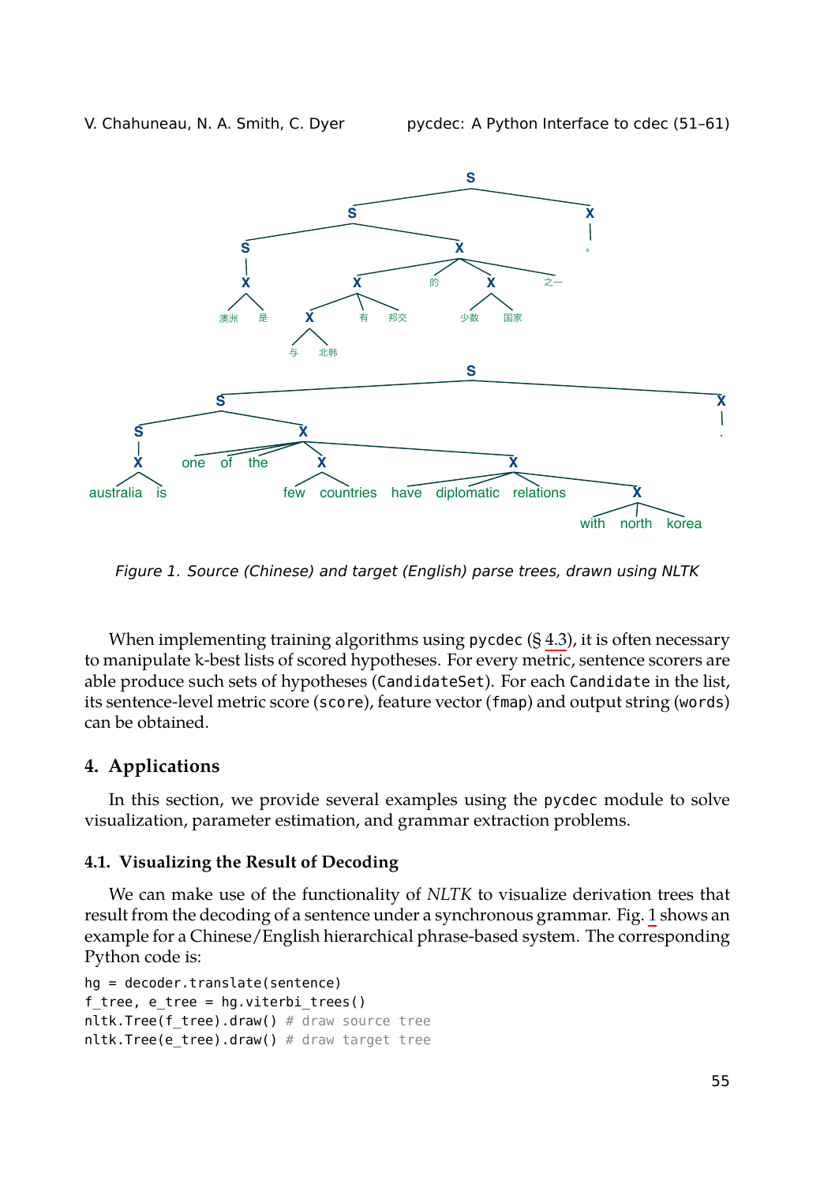Figure 1. Source (Chinese) and target (English) parse trees, drawn using NLTK

When implementing training algorithms using pycdec (§ 4.3), it is often necessary to manipulate k-best lists of scored hypotheses. For every metric, sentence scorers are able produce such sets of hypotheses (CandidateSet). For each Candidate in the list, its sentence-level metric score (score), feature vector (fmap) and output string (words) can be obtained.

## 4. Applications

In this section, we provide several examples using the pycdec module to solve visualization, parameter estimation, and grammar extraction problems.

### 4.1. Visualizing the Result of Decoding

We can make use of the functionality of *NLTK* to visualize derivation trees that result from the decoding of a sentence under a synchronous grammar. Fig. 1 shows an example for a Chinese/English hierarchical phrase-based system. The corresponding Python code is:

```
hg = decoder.translate(sentence)
f_tree, e_tree = hg.viterbi_trees()
nltk.Tree(f_tree).draw() # draw source tree
nltk.Tree(e_tree).draw() # draw target tree
```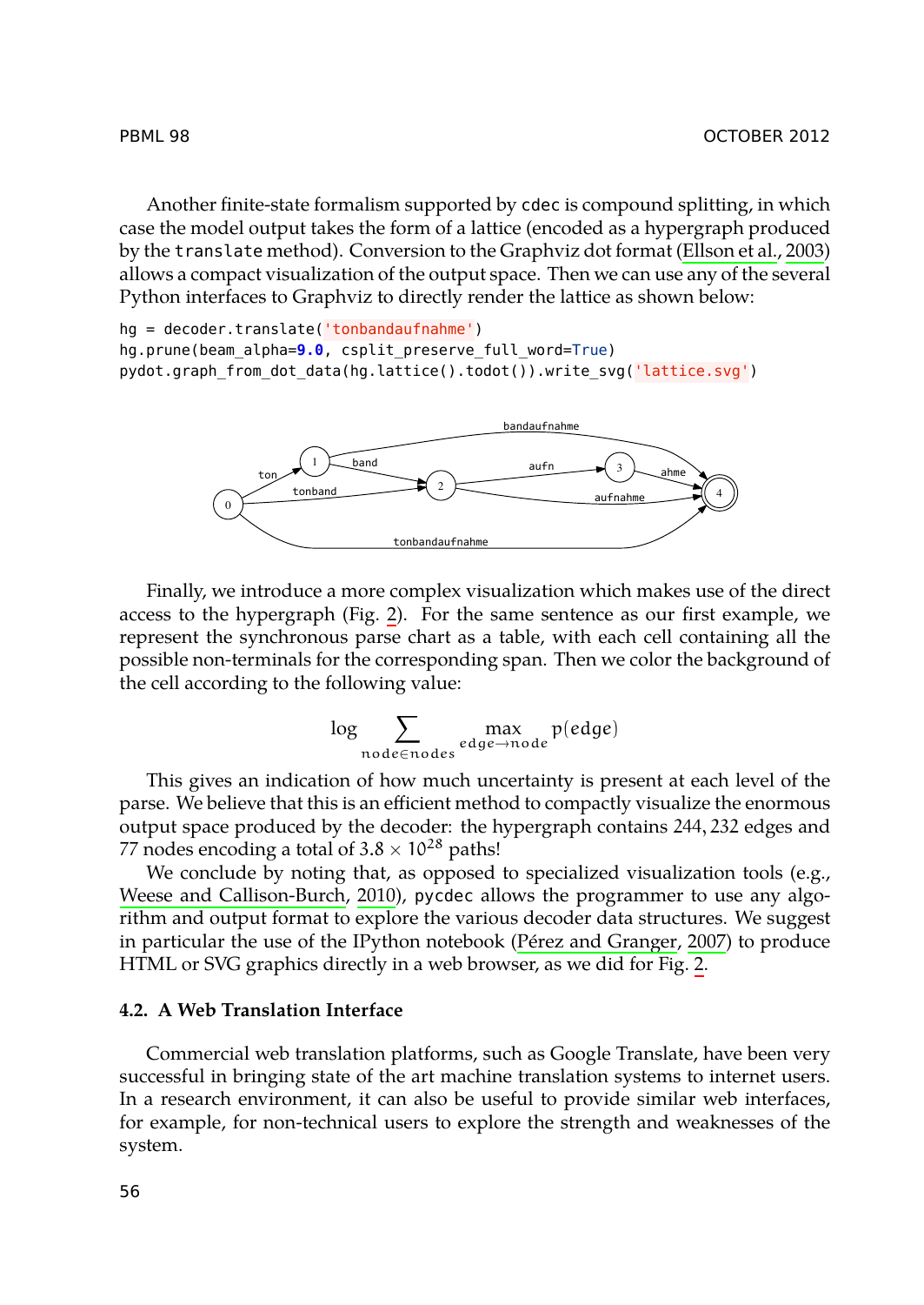Another finite-state formalism supported by cdec is compound splitting, in which case the model output takes the form of a lattice (encoded as a hypergraph produced by the translate method). Conversion to the Graphviz dot format (Ellson et al., 2003) allows a compact visualization of the output space. Then we can use any of the several Python interfaces to Graphviz to directly render the lattice as shown below:

```
hg = decoder.translate('tonbandaufnahme')
hg.prune(beam_alpha=9.0, csplit_preserve_full_word=True)
pydot.graph_from_dot_data(hg.lattice().todot()).write_svg('lattice.svg')
```

Finally, we introduce a more complex visualization which makes use of the direct access to the hypergraph (Fig. 2). For the same sentence as our first example, we represent the synchronous parse chart as a table, with each cell containing all the possible non-terminals for the corresponding span. Then we color the background of the cell according to the following value:

$$\log \sum_{node \in nodes} \max_{edge \to node} p(edge)$$

This gives an indication of how much uncertainty is present at each level of the parse. We believe that this is an efficient method to compactly visualize the enormous output space produced by the decoder: the hypergraph contains 244,232 edges and 77 nodes encoding a total of $3.8 \times 10^{28}$ paths!

We conclude by noting that, as opposed to specialized visualization tools (e.g., Weese and Callison-Burch, 2010), pycdec allows the programmer to use any algorithm and output format to explore the various decoder data structures. We suggest in particular the use of the IPython notebook (Pérez and Granger, 2007) to produce HTML or SVG graphics directly in a web browser, as we did for Fig. 2.

### 4.2. A Web Translation Interface

Commercial web translation platforms, such as Google Translate, have been very successful in bringing state of the art machine translation systems to internet users. In a research environment, it can also be useful to provide similar web interfaces, for example, for non-technical users to explore the strength and weaknesses of the system.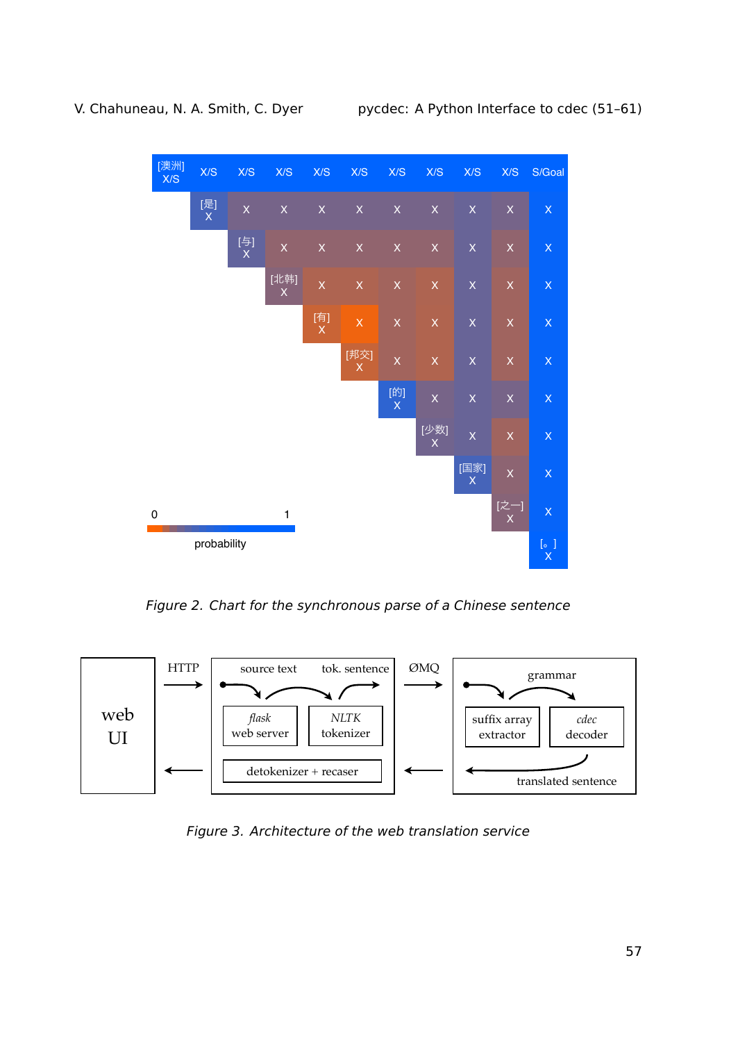Figure 2. Chart for the synchronous parse of a Chinese sentence

Figure 3. Architecture of the web translation service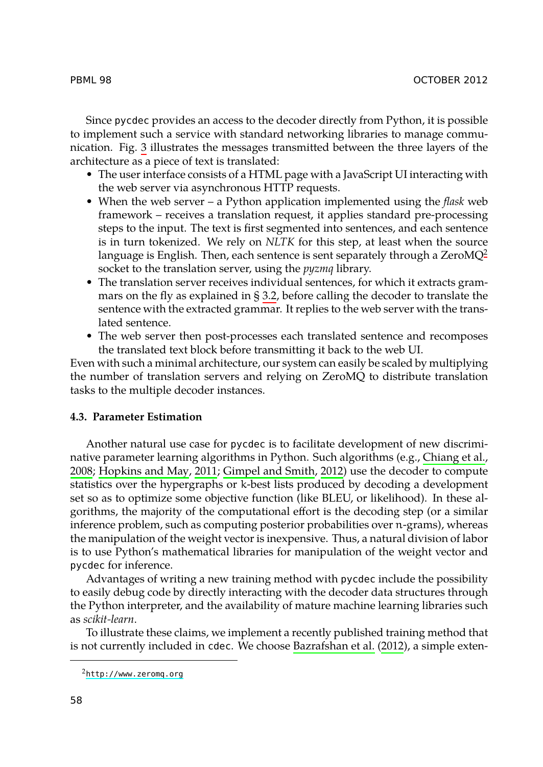Since `pycdec` provides an access to the decoder directly from Python, it is possible to implement such a service with standard networking libraries to manage communication. Fig. 3 illustrates the messages transmitted between the three layers of the architecture as a piece of text is translated:

- The user interface consists of a HTML page with a JavaScript UI interacting with the web server via asynchronous HTTP requests.
- When the web server – a Python application implemented using the *flask* web framework – receives a translation request, it applies standard pre-processing steps to the input. The text is first segmented into sentences, and each sentence is in turn tokenized. We rely on *NLTK* for this step, at least when the source language is English. Then, each sentence is sent separately through a ZeroMQ[2] socket to the translation server, using the *pyzmq* library.
- The translation server receives individual sentences, for which it extracts grammars on the fly as explained in § 3.2, before calling the decoder to translate the sentence with the extracted grammar. It replies to the web server with the translated sentence.
- The web server then post-processes each translated sentence and recomposes the translated text block before transmitting it back to the web UI.

Even with such a minimal architecture, our system can easily be scaled by multiplying the number of translation servers and relying on ZeroMQ to distribute translation tasks to the multiple decoder instances.

### 4.3. Parameter Estimation

Another natural use case for `pycdec` is to facilitate development of new discriminative parameter learning algorithms in Python. Such algorithms (e.g., Chiang et al., 2008; Hopkins and May, 2011; Gimpel and Smith, 2012) use the decoder to compute statistics over the hypergraphs or $k$-best lists produced by decoding a development set so as to optimize some objective function (like BLEU, or likelihood). In these algorithms, the majority of the computational effort is the decoding step (or a similar inference problem, such as computing posterior probabilities over $n$-grams), whereas the manipulation of the weight vector is inexpensive. Thus, a natural division of labor is to use Python's mathematical libraries for manipulation of the weight vector and `pycdec` for inference.

Advantages of writing a new training method with `pycdec` include the possibility to easily debug code by directly interacting with the decoder data structures through the Python interpreter, and the availability of mature machine learning libraries such as *scikit-learn*.

To illustrate these claims, we implement a recently published training method that is not currently included in `cdec`. We choose Bazrafshan et al. (2012), a simple exten-

[2] `http://www.zeromq.org`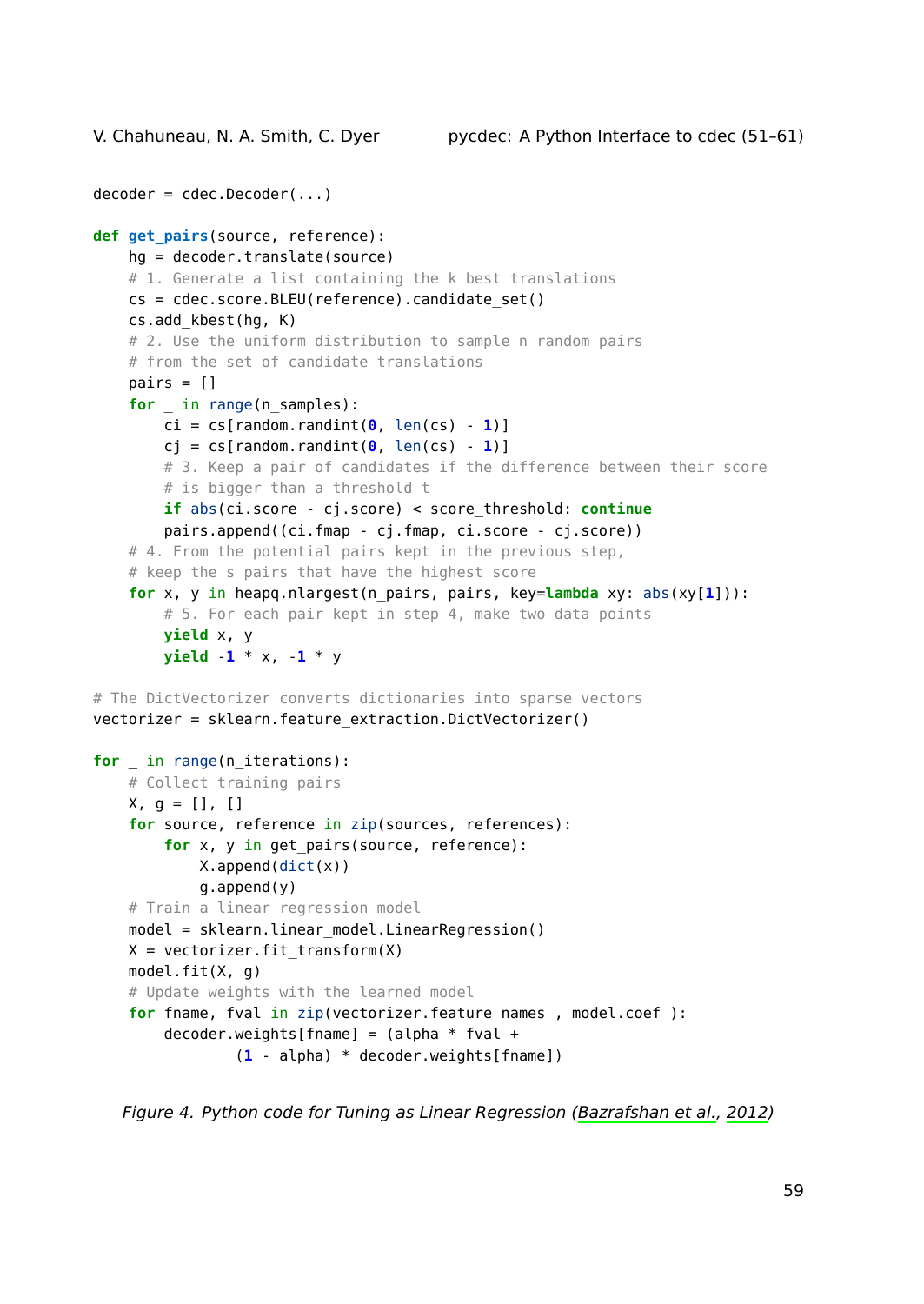```python
decoder = cdec.Decoder(...)

def get_pairs(source, reference):
    hg = decoder.translate(source)
    # 1. Generate a list containing the k best translations
    cs = cdec.score.BLEU(reference).candidate_set()
    cs.add_kbest(hg, K)
    # 2. Use the uniform distribution to sample n random pairs
    # from the set of candidate translations
    pairs = []
    for _ in range(n_samples):
        ci = cs[random.randint(0, len(cs) - 1)]
        cj = cs[random.randint(0, len(cs) - 1)]
        # 3. Keep a pair of candidates if the difference between their score
        # is bigger than a threshold t
        if abs(ci.score - cj.score) < score_threshold: continue
        pairs.append((ci.fmap - cj.fmap, ci.score - cj.score))
    # 4. From the potential pairs kept in the previous step,
    # keep the s pairs that have the highest score
    for x, y in heapq.nlargest(n_pairs, pairs, key=lambda xy: abs(xy[1])):
        # 5. For each pair kept in step 4, make two data points
        yield x, y
        yield -1 * x, -1 * y

# The DictVectorizer converts dictionaries into sparse vectors
vectorizer = sklearn.feature_extraction.DictVectorizer()

for _ in range(n_iterations):
    # Collect training pairs
    X, g = [], []
    for source, reference in zip(sources, references):
        for x, y in get_pairs(source, reference):
            X.append(dict(x))
            g.append(y)
    # Train a linear regression model
    model = sklearn.linear_model.LinearRegression()
    X = vectorizer.fit_transform(X)
    model.fit(X, g)
    # Update weights with the learned model
    for fname, fval in zip(vectorizer.feature_names_, model.coef_):
        decoder.weights[fname] = (alpha * fval +
                (1 - alpha) * decoder.weights[fname])
```

*Figure 4. Python code for Tuning as Linear Regression (Bazrafshan et al., 2012)*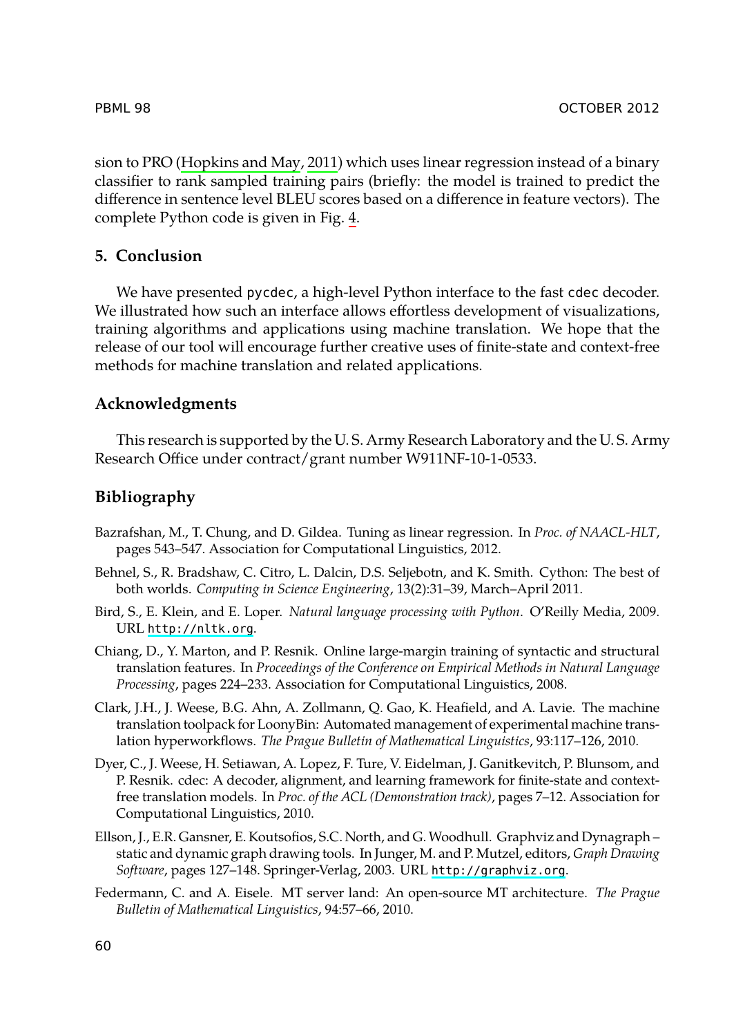sion to PRO (Hopkins and May, 2011) which uses linear regression instead of a binary classifier to rank sampled training pairs (briefly: the model is trained to predict the difference in sentence level BLEU scores based on a difference in feature vectors). The complete Python code is given in Fig. 4.

## 5. Conclusion

We have presented pycdec, a high-level Python interface to the fast cdec decoder. We illustrated how such an interface allows effortless development of visualizations, training algorithms and applications using machine translation. We hope that the release of our tool will encourage further creative uses of finite-state and context-free methods for machine translation and related applications.

## Acknowledgments

This research is supported by the U. S. Army Research Laboratory and the U. S. Army Research Office under contract/grant number W911NF-10-1-0533.

## Bibliography

Bazrafshan, M., T. Chung, and D. Gildea. Tuning as linear regression. In *Proc. of NAACL-HLT*, pages 543–547. Association for Computational Linguistics, 2012.

Behnel, S., R. Bradshaw, C. Citro, L. Dalcin, D.S. Seljebotn, and K. Smith. Cython: The best of both worlds. *Computing in Science Engineering*, 13(2):31–39, March–April 2011.

Bird, S., E. Klein, and E. Loper. *Natural language processing with Python*. O'Reilly Media, 2009. URL http://nltk.org.

Chiang, D., Y. Marton, and P. Resnik. Online large-margin training of syntactic and structural translation features. In *Proceedings of the Conference on Empirical Methods in Natural Language Processing*, pages 224–233. Association for Computational Linguistics, 2008.

Clark, J.H., J. Weese, B.G. Ahn, A. Zollmann, Q. Gao, K. Heafield, and A. Lavie. The machine translation toolpack for LoonyBin: Automated management of experimental machine translation hyperworkflows. *The Prague Bulletin of Mathematical Linguistics*, 93:117–126, 2010.

Dyer, C., J. Weese, H. Setiawan, A. Lopez, F. Ture, V. Eidelman, J. Ganitkevitch, P. Blunsom, and P. Resnik. cdec: A decoder, alignment, and learning framework for finite-state and context-free translation models. In *Proc. of the ACL (Demonstration track)*, pages 7–12. Association for Computational Linguistics, 2010.

Ellson, J., E.R. Gansner, E. Koutsofios, S.C. North, and G. Woodhull. Graphviz and Dynagraph – static and dynamic graph drawing tools. In Junger, M. and P. Mutzel, editors, *Graph Drawing Software*, pages 127–148. Springer-Verlag, 2003. URL http://graphviz.org.

Federmann, C. and A. Eisele. MT server land: An open-source MT architecture. *The Prague Bulletin of Mathematical Linguistics*, 94:57–66, 2010.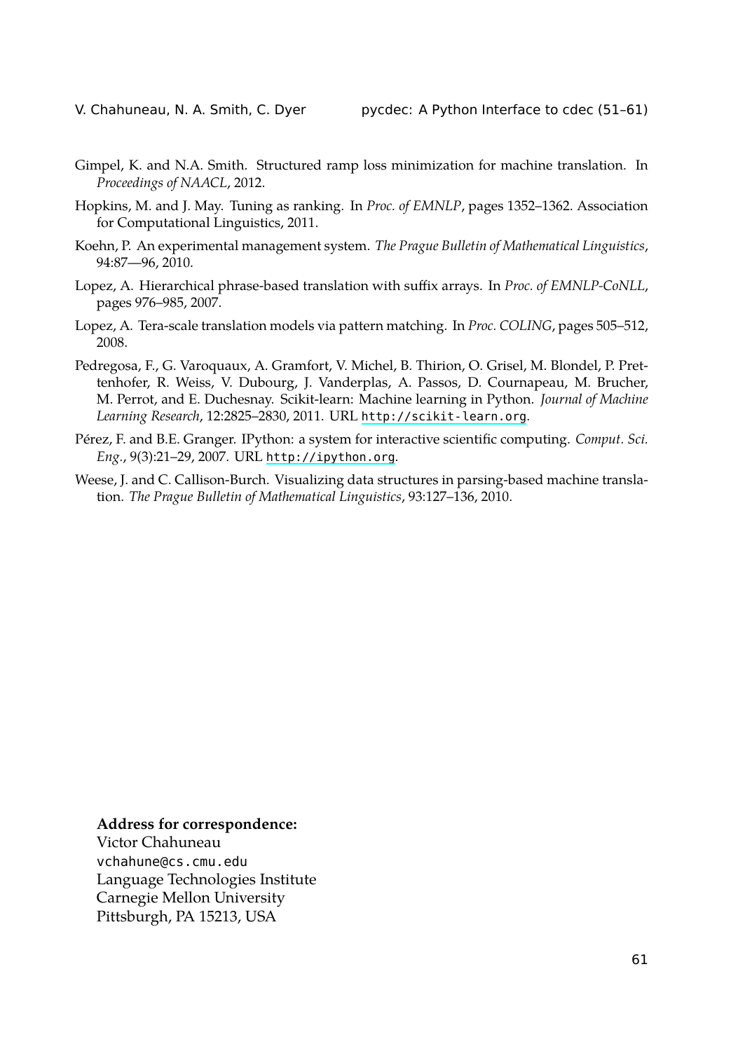Gimpel, K. and N.A. Smith. Structured ramp loss minimization for machine translation. In *Proceedings of NAACL*, 2012.

Hopkins, M. and J. May. Tuning as ranking. In *Proc. of EMNLP*, pages 1352–1362. Association for Computational Linguistics, 2011.

Koehn, P. An experimental management system. *The Prague Bulletin of Mathematical Linguistics*, 94:87—96, 2010.

Lopez, A. Hierarchical phrase-based translation with suffix arrays. In *Proc. of EMNLP-CoNLL*, pages 976–985, 2007.

Lopez, A. Tera-scale translation models via pattern matching. In *Proc. COLING*, pages 505–512, 2008.

Pedregosa, F., G. Varoquaux, A. Gramfort, V. Michel, B. Thirion, O. Grisel, M. Blondel, P. Prettenhofer, R. Weiss, V. Dubourg, J. Vanderplas, A. Passos, D. Cournapeau, M. Brucher, M. Perrot, and E. Duchesnay. Scikit-learn: Machine learning in Python. *Journal of Machine Learning Research*, 12:2825–2830, 2011. URL `http://scikit-learn.org`.

Pérez, F. and B.E. Granger. IPython: a system for interactive scientific computing. *Comput. Sci. Eng.*, 9(3):21–29, 2007. URL `http://ipython.org`.

Weese, J. and C. Callison-Burch. Visualizing data structures in parsing-based machine translation. *The Prague Bulletin of Mathematical Linguistics*, 93:127–136, 2010.

**Address for correspondence:**
Victor Chahuneau
`vchahune@cs.cmu.edu`
Language Technologies Institute
Carnegie Mellon University
Pittsburgh, PA 15213, USA